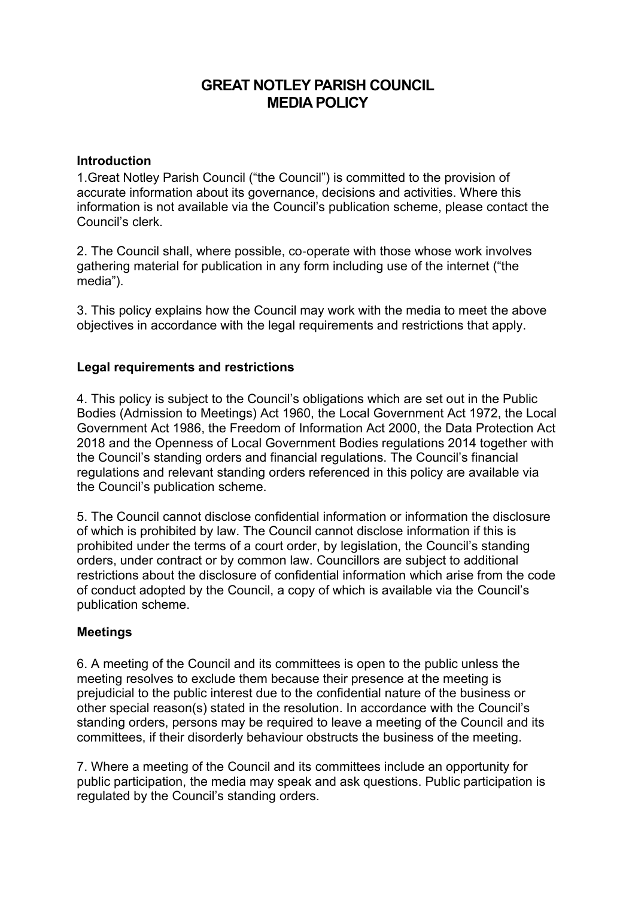# GREAT NOTLEY PARISH COUNCIL
# MEDIA POLICY

**Introduction**

1.Great Notley Parish Council ("the Council") is committed to the provision of accurate information about its governance, decisions and activities. Where this information is not available via the Council's publication scheme, please contact the Council's clerk.

2. The Council shall, where possible, co-operate with those whose work involves gathering material for publication in any form including use of the internet ("the media").

3. This policy explains how the Council may work with the media to meet the above objectives in accordance with the legal requirements and restrictions that apply.

**Legal requirements and restrictions**

4. This policy is subject to the Council's obligations which are set out in the Public Bodies (Admission to Meetings) Act 1960, the Local Government Act 1972, the Local Government Act 1986, the Freedom of Information Act 2000, the Data Protection Act 2018 and the Openness of Local Government Bodies regulations 2014 together with the Council's standing orders and financial regulations. The Council's financial regulations and relevant standing orders referenced in this policy are available via the Council's publication scheme.

5. The Council cannot disclose confidential information or information the disclosure of which is prohibited by law. The Council cannot disclose information if this is prohibited under the terms of a court order, by legislation, the Council's standing orders, under contract or by common law. Councillors are subject to additional restrictions about the disclosure of confidential information which arise from the code of conduct adopted by the Council, a copy of which is available via the Council's publication scheme.

**Meetings**

6. A meeting of the Council and its committees is open to the public unless the meeting resolves to exclude them because their presence at the meeting is prejudicial to the public interest due to the confidential nature of the business or other special reason(s) stated in the resolution. In accordance with the Council's standing orders, persons may be required to leave a meeting of the Council and its committees, if their disorderly behaviour obstructs the business of the meeting.

7. Where a meeting of the Council and its committees include an opportunity for public participation, the media may speak and ask questions. Public participation is regulated by the Council's standing orders.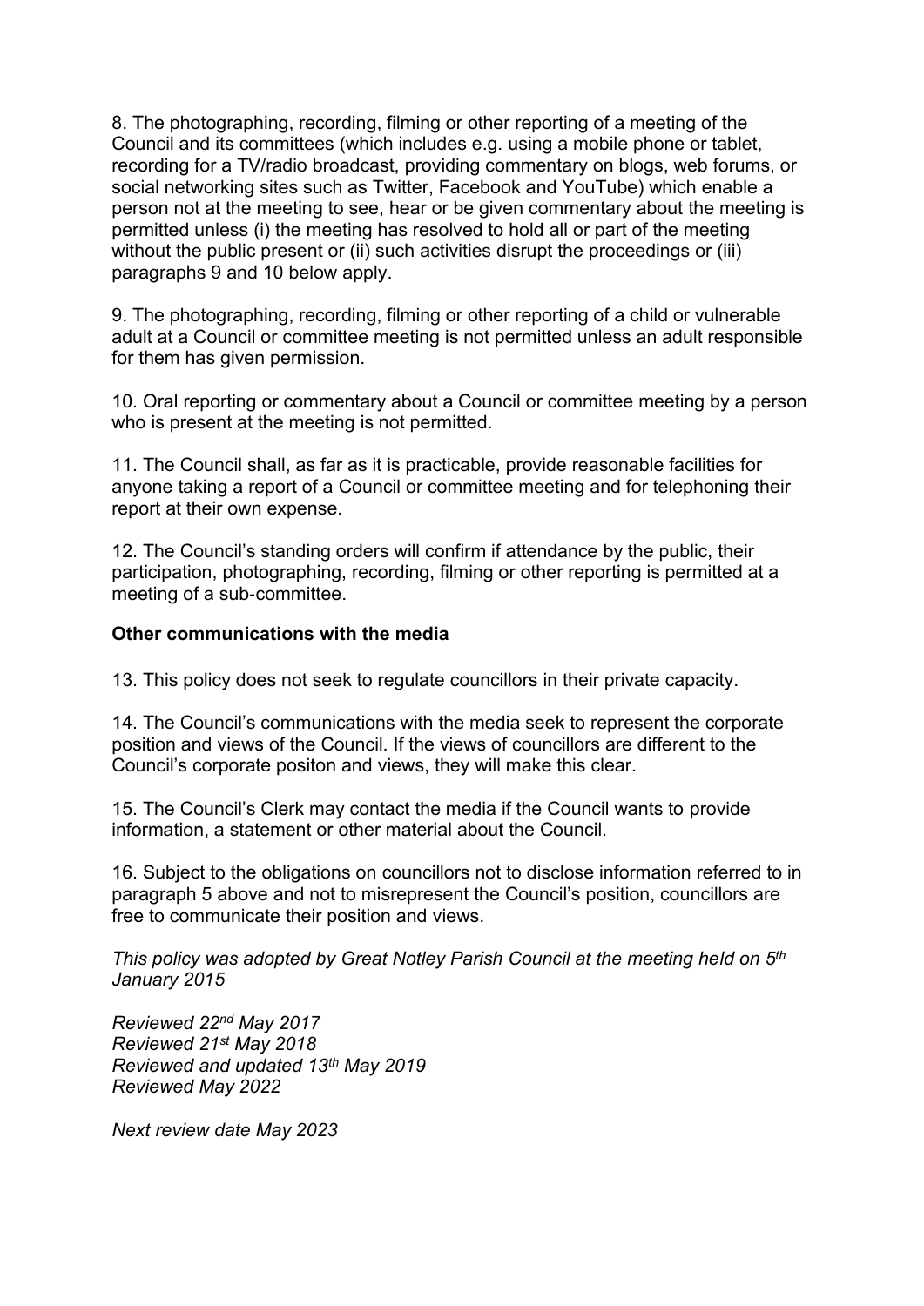8. The photographing, recording, filming or other reporting of a meeting of the Council and its committees (which includes e.g. using a mobile phone or tablet, recording for a TV/radio broadcast, providing commentary on blogs, web forums, or social networking sites such as Twitter, Facebook and YouTube) which enable a person not at the meeting to see, hear or be given commentary about the meeting is permitted unless (i) the meeting has resolved to hold all or part of the meeting without the public present or (ii) such activities disrupt the proceedings or (iii) paragraphs 9 and 10 below apply.

9. The photographing, recording, filming or other reporting of a child or vulnerable adult at a Council or committee meeting is not permitted unless an adult responsible for them has given permission.

10. Oral reporting or commentary about a Council or committee meeting by a person who is present at the meeting is not permitted.

11. The Council shall, as far as it is practicable, provide reasonable facilities for anyone taking a report of a Council or committee meeting and for telephoning their report at their own expense.

12. The Council's standing orders will confirm if attendance by the public, their participation, photographing, recording, filming or other reporting is permitted at a meeting of a sub-committee.

**Other communications with the media**

13. This policy does not seek to regulate councillors in their private capacity.

14. The Council's communications with the media seek to represent the corporate position and views of the Council. If the views of councillors are different to the Council's corporate positon and views, they will make this clear.

15. The Council's Clerk may contact the media if the Council wants to provide information, a statement or other material about the Council.

16. Subject to the obligations on councillors not to disclose information referred to in paragraph 5 above and not to misrepresent the Council's position, councillors are free to communicate their position and views.

*This policy was adopted by Great Notley Parish Council at the meeting held on 5th January 2015*

*Reviewed 22nd May 2017*
*Reviewed 21st May 2018*
*Reviewed and updated 13th May 2019*
*Reviewed May 2022*

*Next review date May 2023*